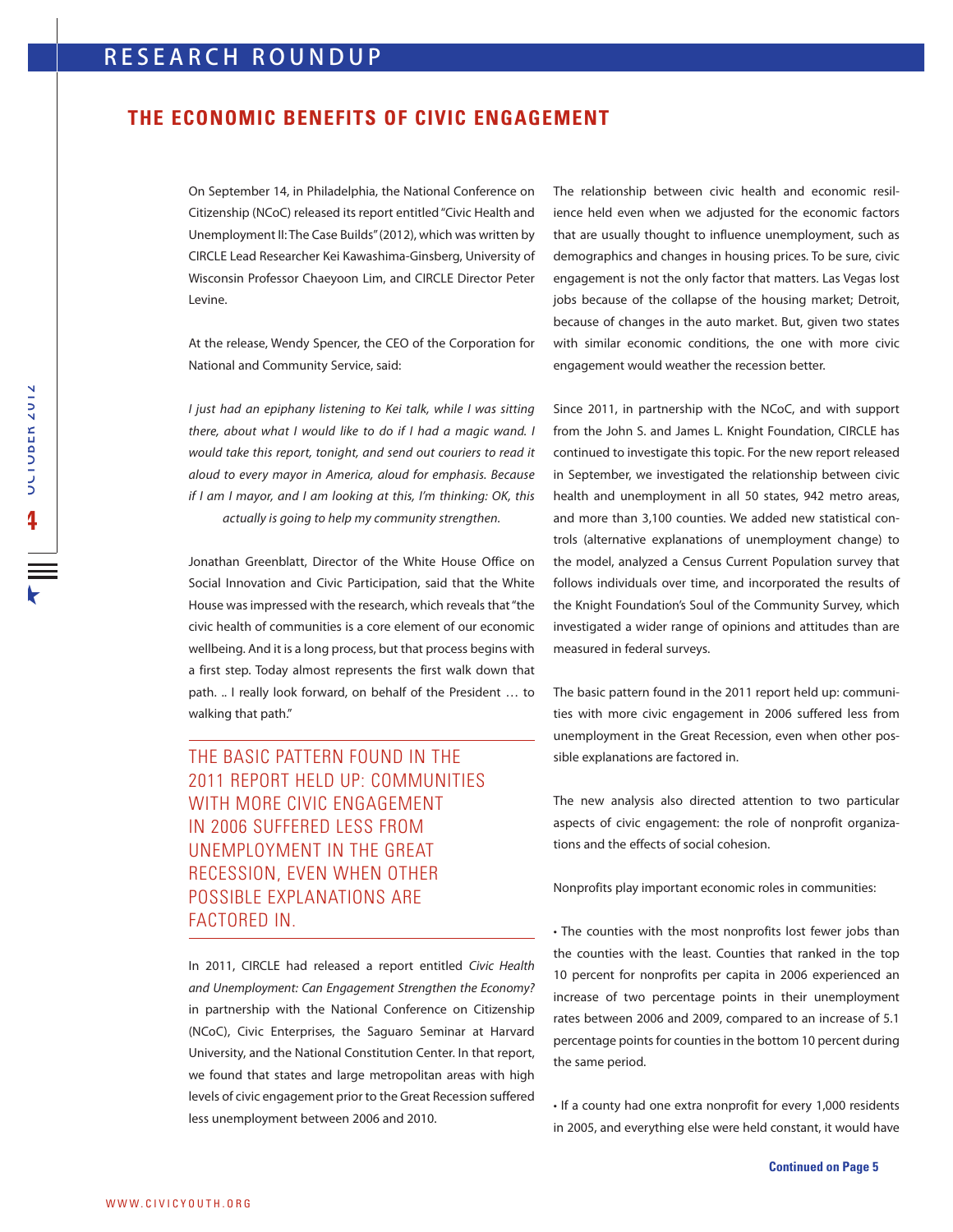# RESEARCH ROUNDUP

## THE ECONOMIC BENEFITS OF CIVIC ENGAGEMENT

On September 14, in Philadelphia, the National Conference on Citizenship (NCoC) released its report entitled "Civic Health and Unemployment II: The Case Builds" (2012), which was written by CIRCLE Lead Researcher Kei Kawashima-Ginsberg, University of Wisconsin Professor Chaeyoon Lim, and CIRCLE Director Peter Levine.

At the release, Wendy Spencer, the CEO of the Corporation for National and Community Service, said:

*I just had an epiphany listening to Kei talk, while I was sitting there, about what I would like to do if I had a magic wand. I would take this report, tonight, and send out couriers to read it aloud to every mayor in America, aloud for emphasis. Because if I am I mayor, and I am looking at this, I'm thinking: OK, this actually is going to help my community strengthen.*

Jonathan Greenblatt, Director of the White House Office on Social Innovation and Civic Participation, said that the White House was impressed with the research, which reveals that "the civic health of communities is a core element of our economic wellbeing. And it is a long process, but that process begins with a first step. Today almost represents the first walk down that path. .. I really look forward, on behalf of the President … to walking that path."

THE BASIC PATTERN FOUND IN THE 2011 REPORT HELD UP: COMMUNITIES WITH MORE CIVIC ENGAGEMENT IN 2006 SUFFERED LESS FROM UNEMPLOYMENT IN THE GREAT RECESSION, EVEN WHEN OTHER POSSIBLE EXPLANATIONS ARE FACTORED IN.

In 2011, CIRCLE had released a report entitled *Civic Health and Unemployment: Can Engagement Strengthen the Economy?* in partnership with the National Conference on Citizenship (NCoC), Civic Enterprises, the Saguaro Seminar at Harvard University, and the National Constitution Center. In that report, we found that states and large metropolitan areas with high levels of civic engagement prior to the Great Recession suffered less unemployment between 2006 and 2010.

The relationship between civic health and economic resilience held even when we adjusted for the economic factors that are usually thought to influence unemployment, such as demographics and changes in housing prices. To be sure, civic engagement is not the only factor that matters. Las Vegas lost jobs because of the collapse of the housing market; Detroit, because of changes in the auto market. But, given two states with similar economic conditions, the one with more civic engagement would weather the recession better.

Since 2011, in partnership with the NCoC, and with support from the John S. and James L. Knight Foundation, CIRCLE has continued to investigate this topic. For the new report released in September, we investigated the relationship between civic health and unemployment in all 50 states, 942 metro areas, and more than 3,100 counties. We added new statistical controls (alternative explanations of unemployment change) to the model, analyzed a Census Current Population survey that follows individuals over time, and incorporated the results of the Knight Foundation's Soul of the Community Survey, which investigated a wider range of opinions and attitudes than are measured in federal surveys.

The basic pattern found in the 2011 report held up: communities with more civic engagement in 2006 suffered less from unemployment in the Great Recession, even when other possible explanations are factored in.

The new analysis also directed attention to two particular aspects of civic engagement: the role of nonprofit organizations and the effects of social cohesion.

Nonprofits play important economic roles in communities:

- The counties with the most nonprofits lost fewer jobs than the counties with the least. Counties that ranked in the top 10 percent for nonprofits per capita in 2006 experienced an increase of two percentage points in their unemployment rates between 2006 and 2009, compared to an increase of 5.1 percentage points for counties in the bottom 10 percent during the same period.
- If a county had one extra nonprofit for every 1,000 residents in 2005, and everything else were held constant, it would have

**Continued on Page 5**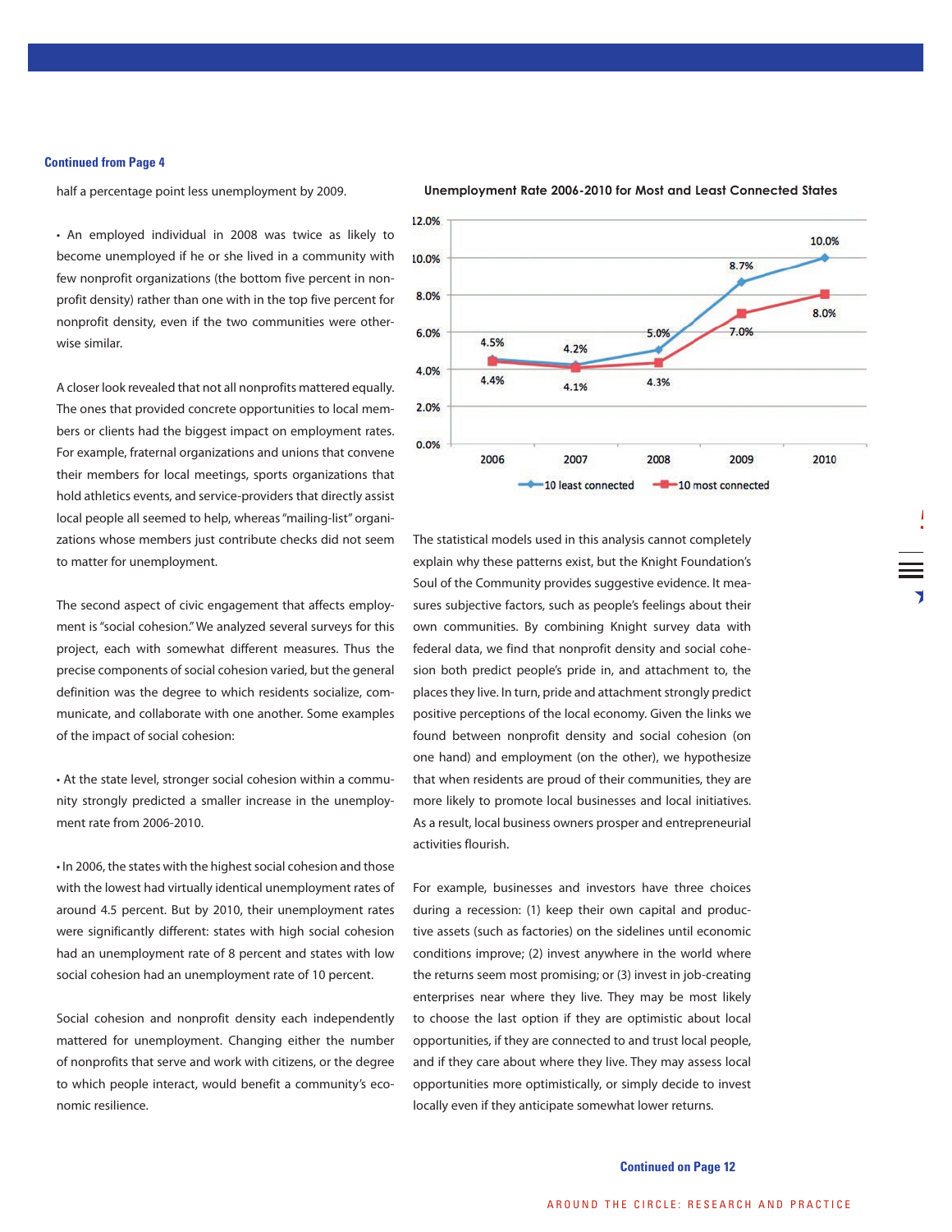**Continued from Page 4**

half a percentage point less unemployment by 2009.

- An employed individual in 2008 was twice as likely to become unemployed if he or she lived in a community with few nonprofit organizations (the bottom five percent in nonprofit density) rather than one with in the top five percent for nonprofit density, even if the two communities were otherwise similar.

A closer look revealed that not all nonprofits mattered equally. The ones that provided concrete opportunities to local members or clients had the biggest impact on employment rates. For example, fraternal organizations and unions that convene their members for local meetings, sports organizations that hold athletics events, and service-providers that directly assist local people all seemed to help, whereas "mailing-list" organizations whose members just contribute checks did not seem to matter for unemployment.

The second aspect of civic engagement that affects employment is "social cohesion." We analyzed several surveys for this project, each with somewhat different measures. Thus the precise components of social cohesion varied, but the general definition was the degree to which residents socialize, communicate, and collaborate with one another. Some examples of the impact of social cohesion:

- At the state level, stronger social cohesion within a community strongly predicted a smaller increase in the unemployment rate from 2006-2010.

- In 2006, the states with the highest social cohesion and those with the lowest had virtually identical unemployment rates of around 4.5 percent. But by 2010, their unemployment rates were significantly different: states with high social cohesion had an unemployment rate of 8 percent and states with low social cohesion had an unemployment rate of 10 percent.

Social cohesion and nonprofit density each independently mattered for unemployment. Changing either the number of nonprofits that serve and work with citizens, or the degree to which people interact, would benefit a community's economic resilience.

**Unemployment Rate 2006-2010 for Most and Least Connected States**

| Year | 10 least connected | 10 most connected |
|---|---|---|
| 2006 | 4.5% | 4.4% |
| 2007 | 4.2% | 4.1% |
| 2008 | 5.0% | 4.3% |
| 2009 | 8.7% | 7.0% |
| 2010 | 10.0% | 8.0% |

The statistical models used in this analysis cannot completely explain why these patterns exist, but the Knight Foundation's Soul of the Community provides suggestive evidence. It measures subjective factors, such as people's feelings about their own communities. By combining Knight survey data with federal data, we find that nonprofit density and social cohesion both predict people's pride in, and attachment to, the places they live. In turn, pride and attachment strongly predict positive perceptions of the local economy. Given the links we found between nonprofit density and social cohesion (on one hand) and employment (on the other), we hypothesize that when residents are proud of their communities, they are more likely to promote local businesses and local initiatives. As a result, local business owners prosper and entrepreneurial activities flourish.

For example, businesses and investors have three choices during a recession: (1) keep their own capital and productive assets (such as factories) on the sidelines until economic conditions improve; (2) invest anywhere in the world where the returns seem most promising; or (3) invest in job-creating enterprises near where they live. They may be most likely to choose the last option if they are optimistic about local opportunities, if they are connected to and trust local people, and if they care about where they live. They may assess local opportunities more optimistically, or simply decide to invest locally even if they anticipate somewhat lower returns.

**Continued on Page 12**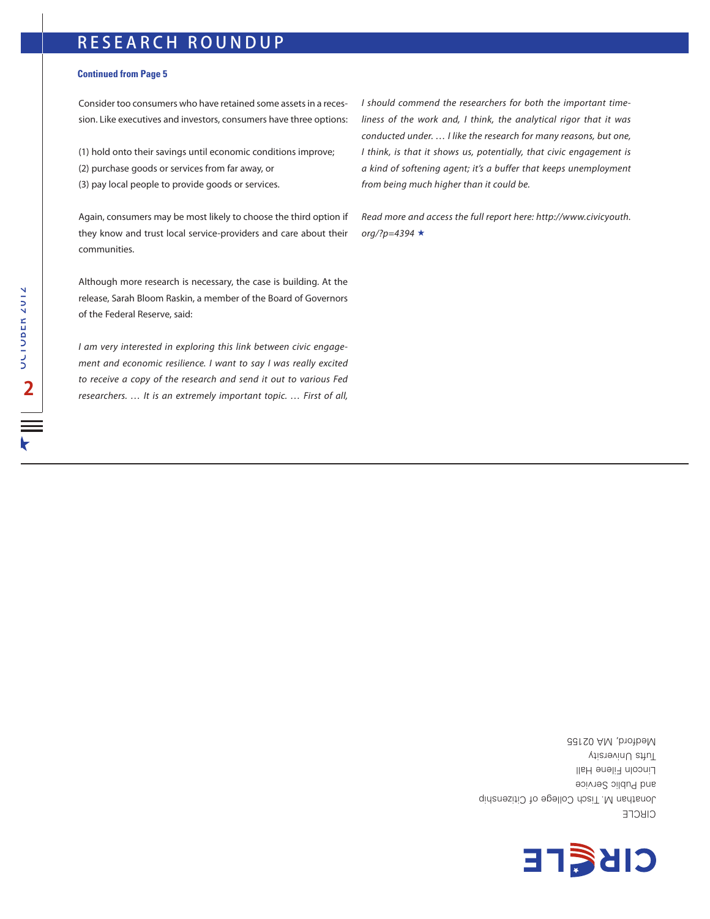**Continued from Page 5**

Consider too consumers who have retained some assets in a recession. Like executives and investors, consumers have three options:

(1) hold onto their savings until economic conditions improve;
(2) purchase goods or services from far away, or
(3) pay local people to provide goods or services.

Again, consumers may be most likely to choose the third option if they know and trust local service-providers and care about their communities.

Although more research is necessary, the case is building. At the release, Sarah Bloom Raskin, a member of the Board of Governors of the Federal Reserve, said:

*I am very interested in exploring this link between civic engagement and economic resilience. I want to say I was really excited to receive a copy of the research and send it out to various Fed researchers. … It is an extremely important topic. … First of all, I should commend the researchers for both the important timeliness of the work and, I think, the analytical rigor that it was conducted under. … I like the research for many reasons, but one, I think, is that it shows us, potentially, that civic engagement is a kind of softening agent; it's a buffer that keeps unemployment from being much higher than it could be.*

*Read more and access the full report here: http://www.civicyouth.org/?p=4394* ★

CIRCLE
Jonathan M. Tisch College of Citizenship
and Public Service
Lincoln Filene Hall
Tufts University
Medford, MA 02155